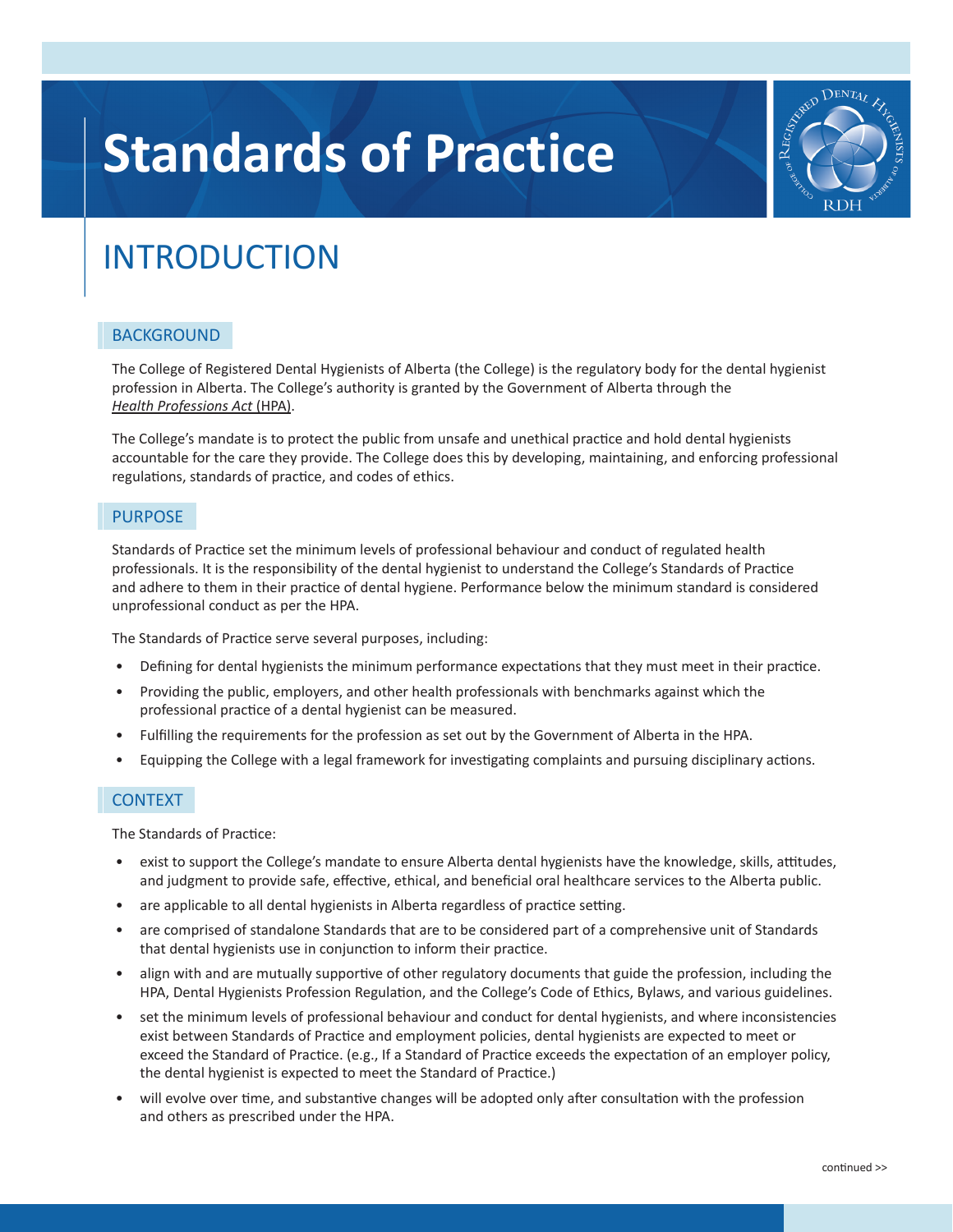# Standards of Practice

## INTRODUCTION

### BACKGROUND

The College of Registered Dental Hygienists of Alberta (the College) is the regulatory body for the dental hygienist profession in Alberta. The College's authority is granted by the Government of Alberta through the *Health Professions Act* (HPA).

The College's mandate is to protect the public from unsafe and unethical practice and hold dental hygienists accountable for the care they provide. The College does this by developing, maintaining, and enforcing professional regulations, standards of practice, and codes of ethics.

### PURPOSE

Standards of Practice set the minimum levels of professional behaviour and conduct of regulated health professionals. It is the responsibility of the dental hygienist to understand the College's Standards of Practice and adhere to them in their practice of dental hygiene. Performance below the minimum standard is considered unprofessional conduct as per the HPA.

The Standards of Practice serve several purposes, including:

- Defining for dental hygienists the minimum performance expectations that they must meet in their practice.
- Providing the public, employers, and other health professionals with benchmarks against which the professional practice of a dental hygienist can be measured.
- Fulfilling the requirements for the profession as set out by the Government of Alberta in the HPA.
- Equipping the College with a legal framework for investigating complaints and pursuing disciplinary actions.

### CONTEXT

The Standards of Practice:

- exist to support the College's mandate to ensure Alberta dental hygienists have the knowledge, skills, attitudes, and judgment to provide safe, effective, ethical, and beneficial oral healthcare services to the Alberta public.
- are applicable to all dental hygienists in Alberta regardless of practice setting.
- are comprised of standalone Standards that are to be considered part of a comprehensive unit of Standards that dental hygienists use in conjunction to inform their practice.
- align with and are mutually supportive of other regulatory documents that guide the profession, including the HPA, Dental Hygienists Profession Regulation, and the College's Code of Ethics, Bylaws, and various guidelines.
- set the minimum levels of professional behaviour and conduct for dental hygienists, and where inconsistencies exist between Standards of Practice and employment policies, dental hygienists are expected to meet or exceed the Standard of Practice. (e.g., If a Standard of Practice exceeds the expectation of an employer policy, the dental hygienist is expected to meet the Standard of Practice.)
- will evolve over time, and substantive changes will be adopted only after consultation with the profession and others as prescribed under the HPA.

continued >>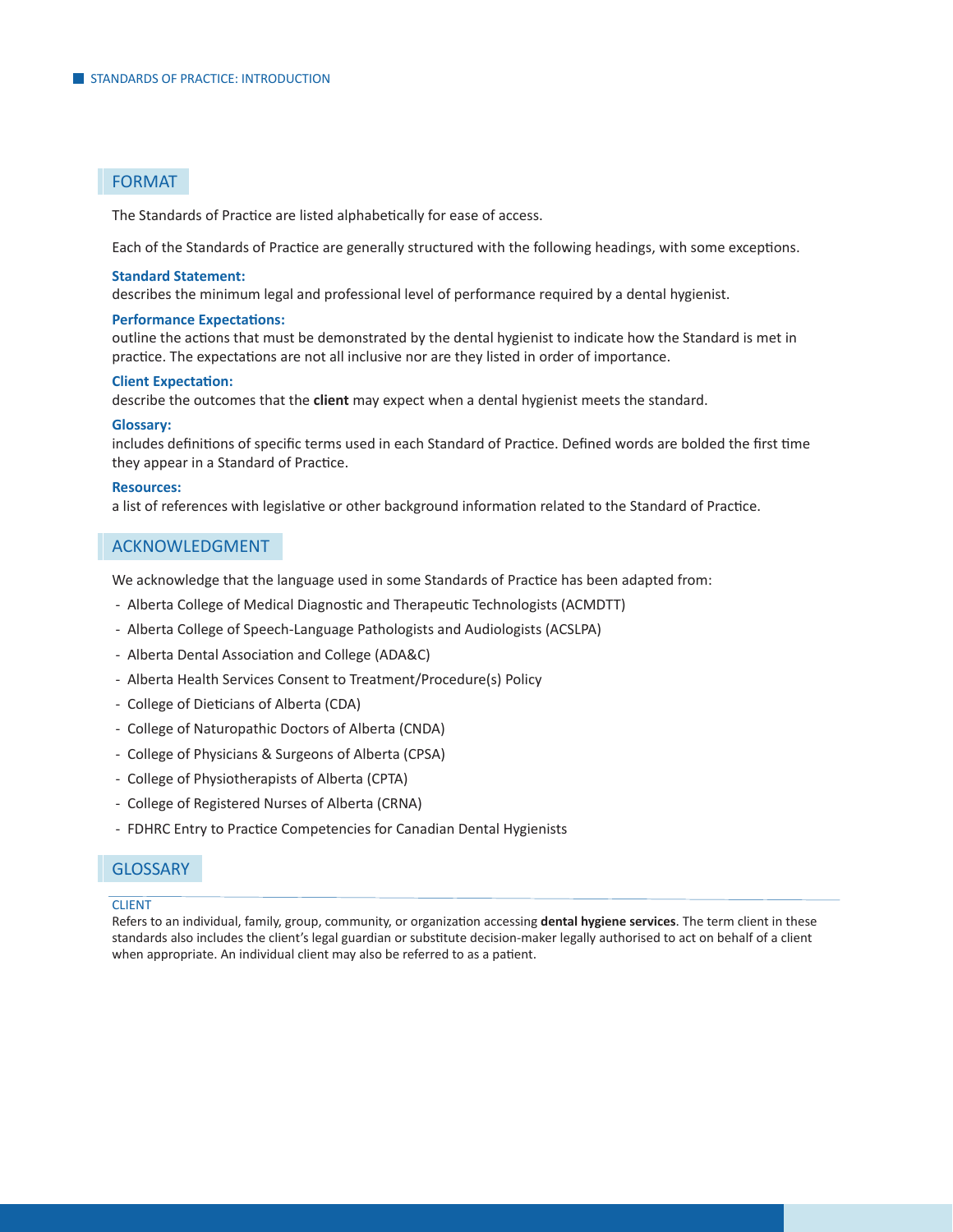## FORMAT

The Standards of Practice are listed alphabetically for ease of access.

Each of the Standards of Practice are generally structured with the following headings, with some exceptions.

**Standard Statement:**
describes the minimum legal and professional level of performance required by a dental hygienist.

**Performance Expectations:**
outline the actions that must be demonstrated by the dental hygienist to indicate how the Standard is met in practice. The expectations are not all inclusive nor are they listed in order of importance.

**Client Expectation:**
describe the outcomes that the **client** may expect when a dental hygienist meets the standard.

**Glossary:**
includes definitions of specific terms used in each Standard of Practice. Defined words are bolded the first time they appear in a Standard of Practice.

**Resources:**
a list of references with legislative or other background information related to the Standard of Practice.

## ACKNOWLEDGMENT

We acknowledge that the language used in some Standards of Practice has been adapted from:

- Alberta College of Medical Diagnostic and Therapeutic Technologists (ACMDTT)
- Alberta College of Speech-Language Pathologists and Audiologists (ACSLPA)
- Alberta Dental Association and College (ADA&C)
- Alberta Health Services Consent to Treatment/Procedure(s) Policy
- College of Dieticians of Alberta (CDA)
- College of Naturopathic Doctors of Alberta (CNDA)
- College of Physicians & Surgeons of Alberta (CPSA)
- College of Physiotherapists of Alberta (CPTA)
- College of Registered Nurses of Alberta (CRNA)
- FDHRC Entry to Practice Competencies for Canadian Dental Hygienists

## GLOSSARY

CLIENT
Refers to an individual, family, group, community, or organization accessing **dental hygiene services**. The term client in these standards also includes the client's legal guardian or substitute decision-maker legally authorised to act on behalf of a client when appropriate. An individual client may also be referred to as a patient.